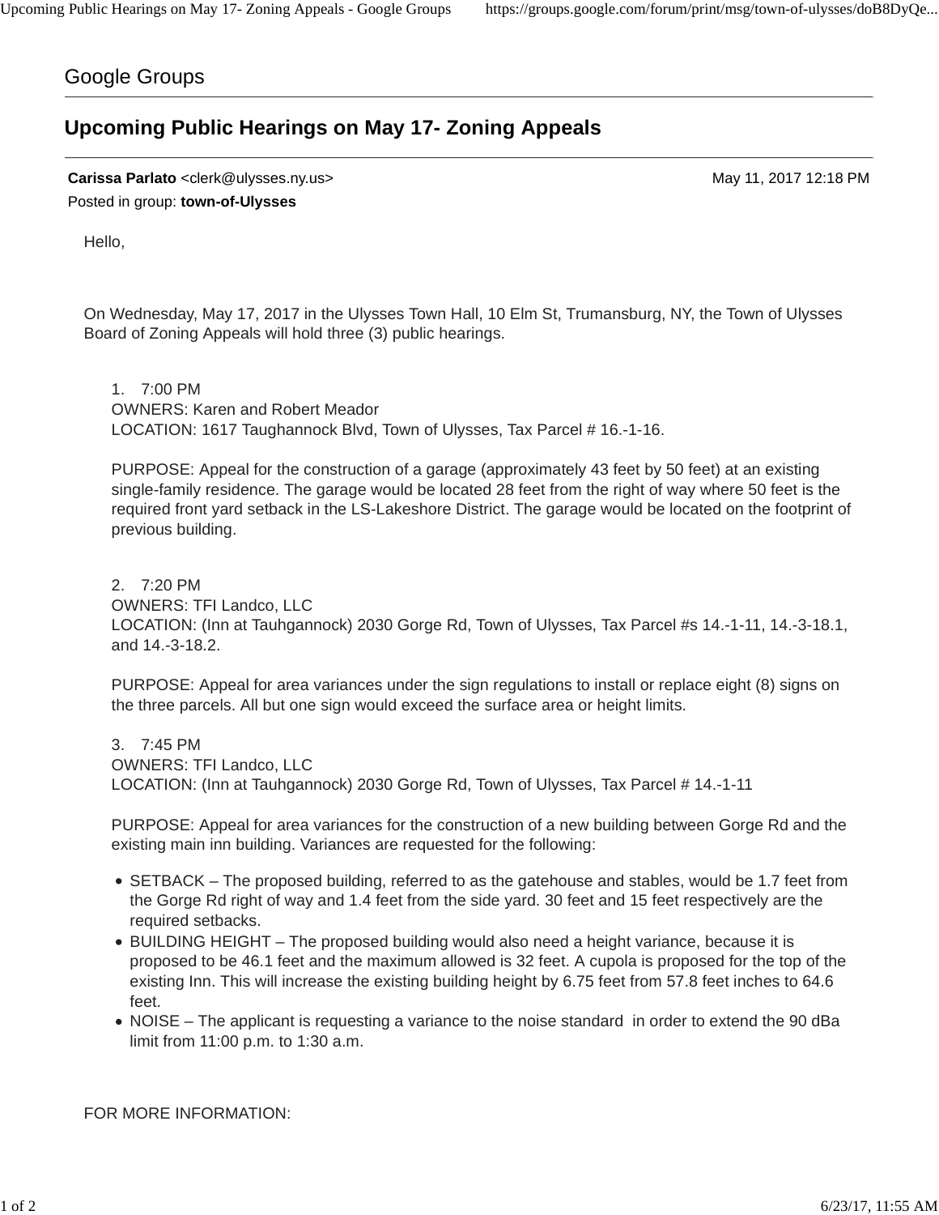Google Groups

# Upcoming Public Hearings on May 17- Zoning Appeals

**Carissa Parlato** <clerk@ulysses.ny.us> May 11, 2017 12:18 PM

Posted in group: **town-of-Ulysses**

Hello,

On Wednesday, May 17, 2017 in the Ulysses Town Hall, 10 Elm St, Trumansburg, NY, the Town of Ulysses Board of Zoning Appeals will hold three (3) public hearings.

1. 7:00 PM
   OWNERS: Karen and Robert Meador
   LOCATION: 1617 Taughannock Blvd, Town of Ulysses, Tax Parcel # 16.-1-16.

   PURPOSE: Appeal for the construction of a garage (approximately 43 feet by 50 feet) at an existing single-family residence. The garage would be located 28 feet from the right of way where 50 feet is the required front yard setback in the LS-Lakeshore District. The garage would be located on the footprint of previous building.

2. 7:20 PM
   OWNERS: TFI Landco, LLC
   LOCATION: (Inn at Tauhgannock) 2030 Gorge Rd, Town of Ulysses, Tax Parcel #s 14.-1-11, 14.-3-18.1, and 14.-3-18.2.

   PURPOSE: Appeal for area variances under the sign regulations to install or replace eight (8) signs on the three parcels. All but one sign would exceed the surface area or height limits.

3. 7:45 PM
   OWNERS: TFI Landco, LLC
   LOCATION: (Inn at Tauhgannock) 2030 Gorge Rd, Town of Ulysses, Tax Parcel # 14.-1-11

   PURPOSE: Appeal for area variances for the construction of a new building between Gorge Rd and the existing main inn building. Variances are requested for the following:

   - SETBACK – The proposed building, referred to as the gatehouse and stables, would be 1.7 feet from the Gorge Rd right of way and 1.4 feet from the side yard. 30 feet and 15 feet respectively are the required setbacks.
   - BUILDING HEIGHT – The proposed building would also need a height variance, because it is proposed to be 46.1 feet and the maximum allowed is 32 feet. A cupola is proposed for the top of the existing Inn. This will increase the existing building height by 6.75 feet from 57.8 feet inches to 64.6 feet.
   - NOISE – The applicant is requesting a variance to the noise standard in order to extend the 90 dBa limit from 11:00 p.m. to 1:30 a.m.

FOR MORE INFORMATION: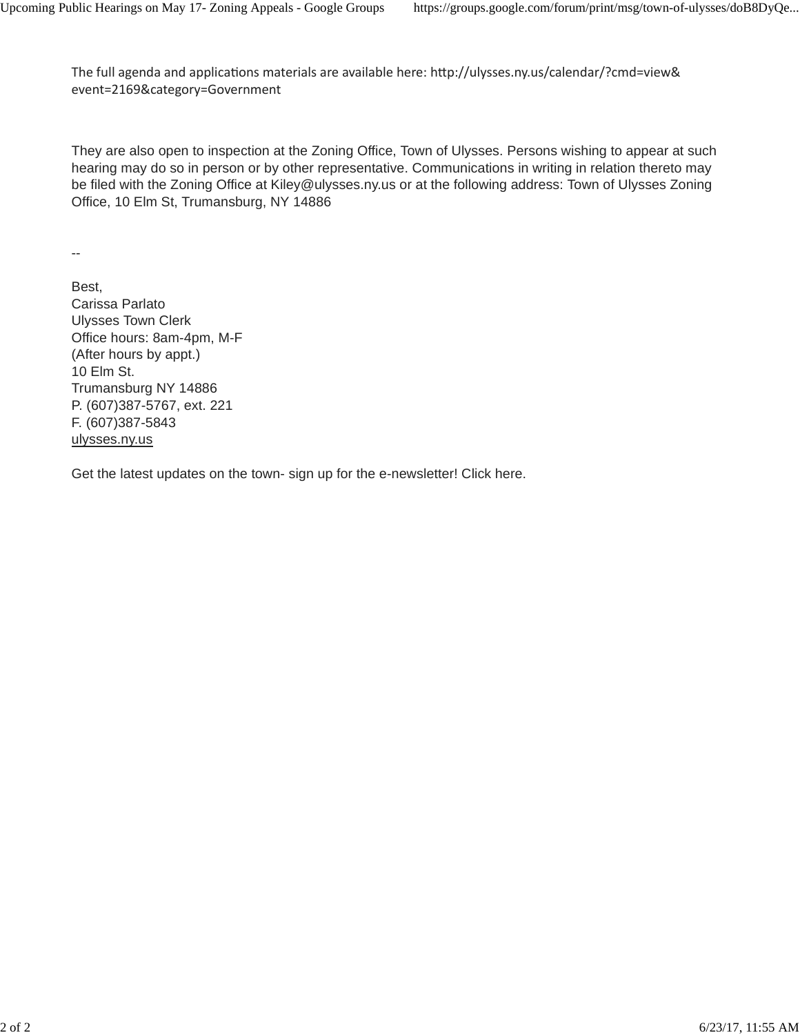The full agenda and applications materials are available here: http://ulysses.ny.us/calendar/?cmd=view&event=2169&category=Government

They are also open to inspection at the Zoning Office, Town of Ulysses. Persons wishing to appear at such hearing may do so in person or by other representative. Communications in writing in relation thereto may be filed with the Zoning Office at Kiley@ulysses.ny.us or at the following address: Town of Ulysses Zoning Office, 10 Elm St, Trumansburg, NY 14886

--

Best,
Carissa Parlato
Ulysses Town Clerk
Office hours: 8am-4pm, M-F
(After hours by appt.)
10 Elm St.
Trumansburg NY 14886
P. (607)387-5767, ext. 221
F. (607)387-5843
ulysses.ny.us

Get the latest updates on the town- sign up for the e-newsletter! Click here.